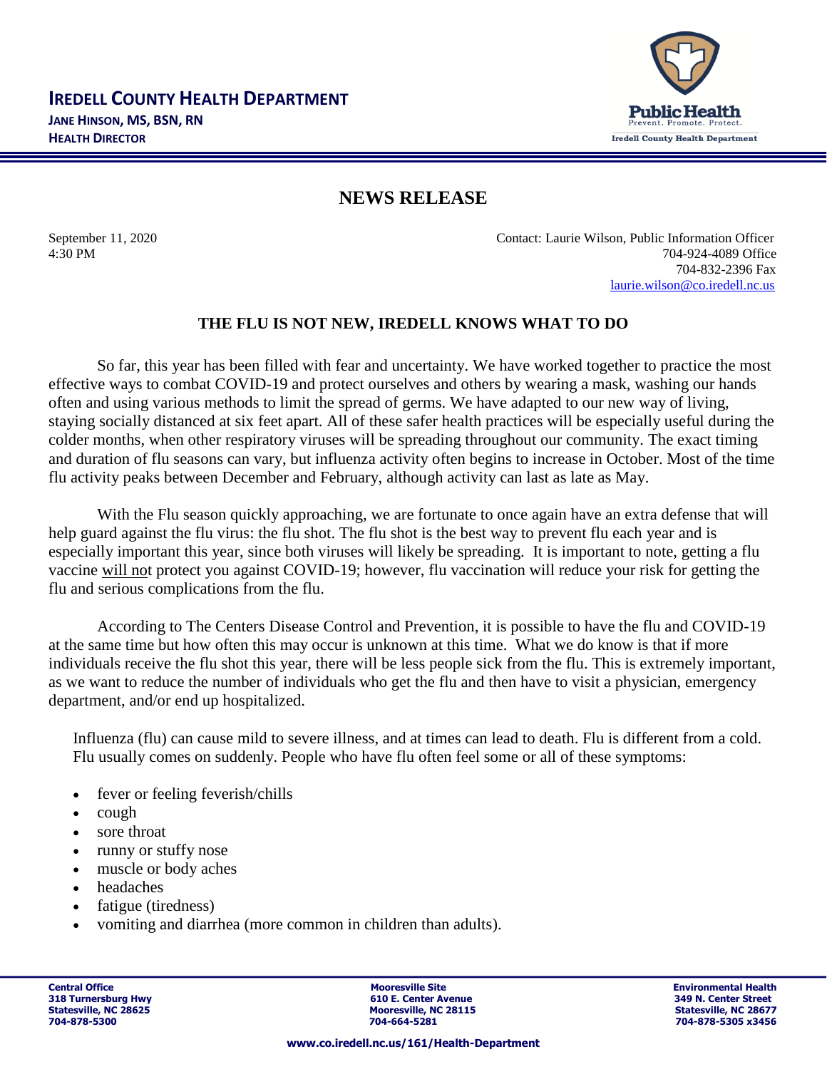**IREDELL COUNTY HEALTH DEPARTMENT**
**JANE HINSON, MS, BSN, RN**
**HEALTH DIRECTOR**

Public Health
Prevent. Promote. Protect.
Iredell County Health Department

# NEWS RELEASE

September 11, 2020
4:30 PM

Contact: Laurie Wilson, Public Information Officer
704-924-4089 Office
704-832-2396 Fax
laurie.wilson@co.iredell.nc.us

## THE FLU IS NOT NEW, IREDELL KNOWS WHAT TO DO

So far, this year has been filled with fear and uncertainty. We have worked together to practice the most effective ways to combat COVID-19 and protect ourselves and others by wearing a mask, washing our hands often and using various methods to limit the spread of germs. We have adapted to our new way of living, staying socially distanced at six feet apart. All of these safer health practices will be especially useful during the colder months, when other respiratory viruses will be spreading throughout our community. The exact timing and duration of flu seasons can vary, but influenza activity often begins to increase in October. Most of the time flu activity peaks between December and February, although activity can last as late as May.

With the Flu season quickly approaching, we are fortunate to once again have an extra defense that will help guard against the flu virus: the flu shot. The flu shot is the best way to prevent flu each year and is especially important this year, since both viruses will likely be spreading. It is important to note, getting a flu vaccine will not protect you against COVID-19; however, flu vaccination will reduce your risk for getting the flu and serious complications from the flu.

According to The Centers Disease Control and Prevention, it is possible to have the flu and COVID-19 at the same time but how often this may occur is unknown at this time. What we do know is that if more individuals receive the flu shot this year, there will be less people sick from the flu. This is extremely important, as we want to reduce the number of individuals who get the flu and then have to visit a physician, emergency department, and/or end up hospitalized.

Influenza (flu) can cause mild to severe illness, and at times can lead to death. Flu is different from a cold. Flu usually comes on suddenly. People who have flu often feel some or all of these symptoms:

- fever or feeling feverish/chills
- cough
- sore throat
- runny or stuffy nose
- muscle or body aches
- headaches
- fatigue (tiredness)
- vomiting and diarrhea (more common in children than adults).

**Central Office**
**318 Turnersburg Hwy**
**Statesville, NC 28625**
**704-878-5300**

**Mooresville Site**
**610 E. Center Avenue**
**Mooresville, NC 28115**
**704-664-5281**

**Environmental Health**
**349 N. Center Street**
**Statesville, NC 28677**
**704-878-5305 x3456**

**www.co.iredell.nc.us/161/Health-Department**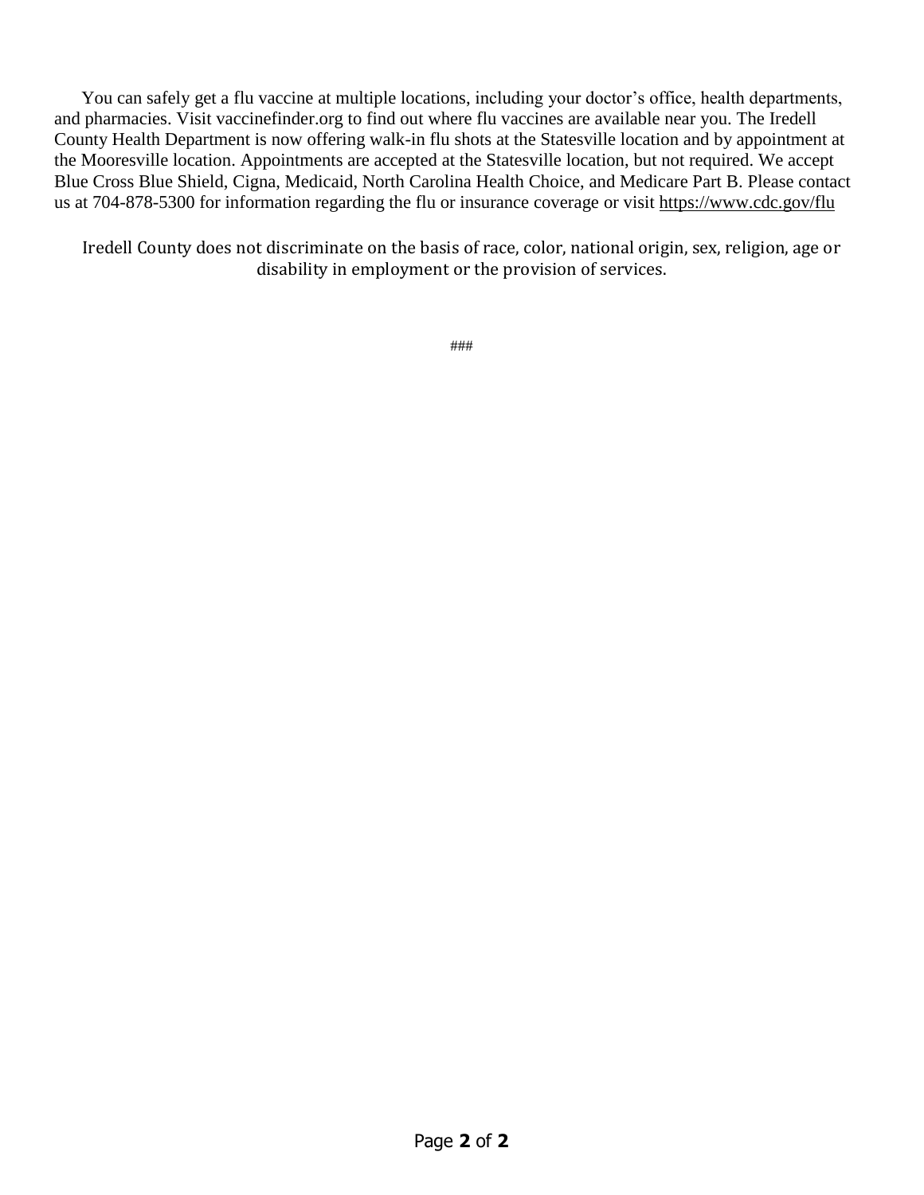You can safely get a flu vaccine at multiple locations, including your doctor's office, health departments, and pharmacies. Visit vaccinefinder.org to find out where flu vaccines are available near you. The Iredell County Health Department is now offering walk-in flu shots at the Statesville location and by appointment at the Mooresville location. Appointments are accepted at the Statesville location, but not required. We accept Blue Cross Blue Shield, Cigna, Medicaid, North Carolina Health Choice, and Medicare Part B. Please contact us at 704-878-5300 for information regarding the flu or insurance coverage or visit https://www.cdc.gov/flu

Iredell County does not discriminate on the basis of race, color, national origin, sex, religion, age or disability in employment or the provision of services.

###